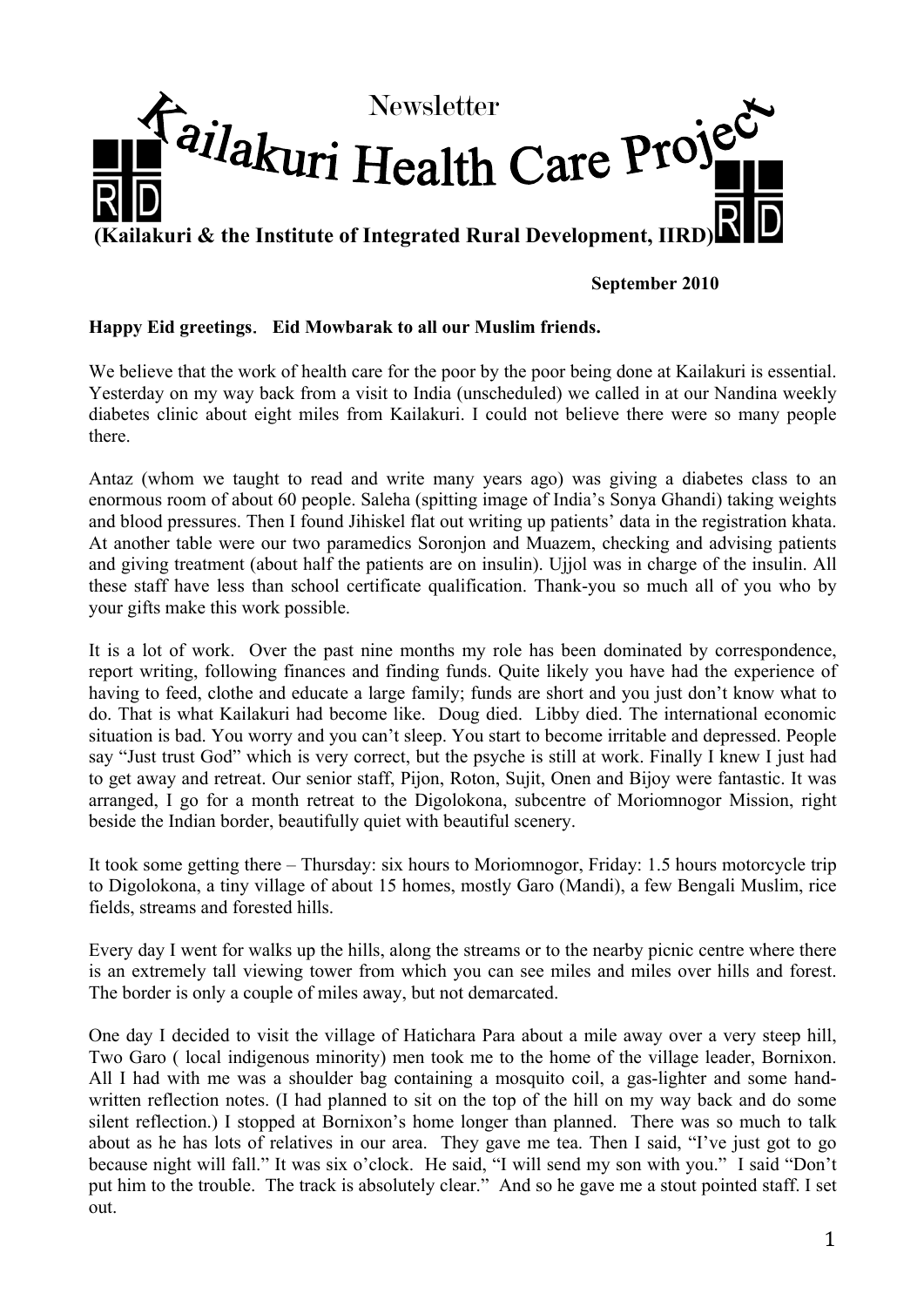Newsletter

# Kailakuri Health Care Project

**(Kailakuri & the Institute of Integrated Rural Development, IIRD)**

**September 2010**

**Happy Eid greetings. Eid Mowbarak to all our Muslim friends.**

We believe that the work of health care for the poor by the poor being done at Kailakuri is essential. Yesterday on my way back from a visit to India (unscheduled) we called in at our Nandina weekly diabetes clinic about eight miles from Kailakuri. I could not believe there were so many people there.

Antaz (whom we taught to read and write many years ago) was giving a diabetes class to an enormous room of about 60 people. Saleha (spitting image of India's Sonya Ghandi) taking weights and blood pressures. Then I found Jihiskel flat out writing up patients' data in the registration khata. At another table were our two paramedics Soronjon and Muazem, checking and advising patients and giving treatment (about half the patients are on insulin). Ujjol was in charge of the insulin. All these staff have less than school certificate qualification. Thank-you so much all of you who by your gifts make this work possible.

It is a lot of work. Over the past nine months my role has been dominated by correspondence, report writing, following finances and finding funds. Quite likely you have had the experience of having to feed, clothe and educate a large family; funds are short and you just don't know what to do. That is what Kailakuri had become like. Doug died. Libby died. The international economic situation is bad. You worry and you can't sleep. You start to become irritable and depressed. People say "Just trust God" which is very correct, but the psyche is still at work. Finally I knew I just had to get away and retreat. Our senior staff, Pijon, Roton, Sujit, Onen and Bijoy were fantastic. It was arranged, I go for a month retreat to the Digolokona, subcentre of Moriomnogor Mission, right beside the Indian border, beautifully quiet with beautiful scenery.

It took some getting there – Thursday: six hours to Moriomnogor, Friday: 1.5 hours motorcycle trip to Digolokona, a tiny village of about 15 homes, mostly Garo (Mandi), a few Bengali Muslim, rice fields, streams and forested hills.

Every day I went for walks up the hills, along the streams or to the nearby picnic centre where there is an extremely tall viewing tower from which you can see miles and miles over hills and forest. The border is only a couple of miles away, but not demarcated.

One day I decided to visit the village of Hatichara Para about a mile away over a very steep hill, Two Garo ( local indigenous minority) men took me to the home of the village leader, Bornixon. All I had with me was a shoulder bag containing a mosquito coil, a gas-lighter and some hand-written reflection notes. (I had planned to sit on the top of the hill on my way back and do some silent reflection.) I stopped at Bornixon's home longer than planned. There was so much to talk about as he has lots of relatives in our area. They gave me tea. Then I said, "I've just got to go because night will fall." It was six o'clock. He said, "I will send my son with you." I said "Don't put him to the trouble. The track is absolutely clear." And so he gave me a stout pointed staff. I set out.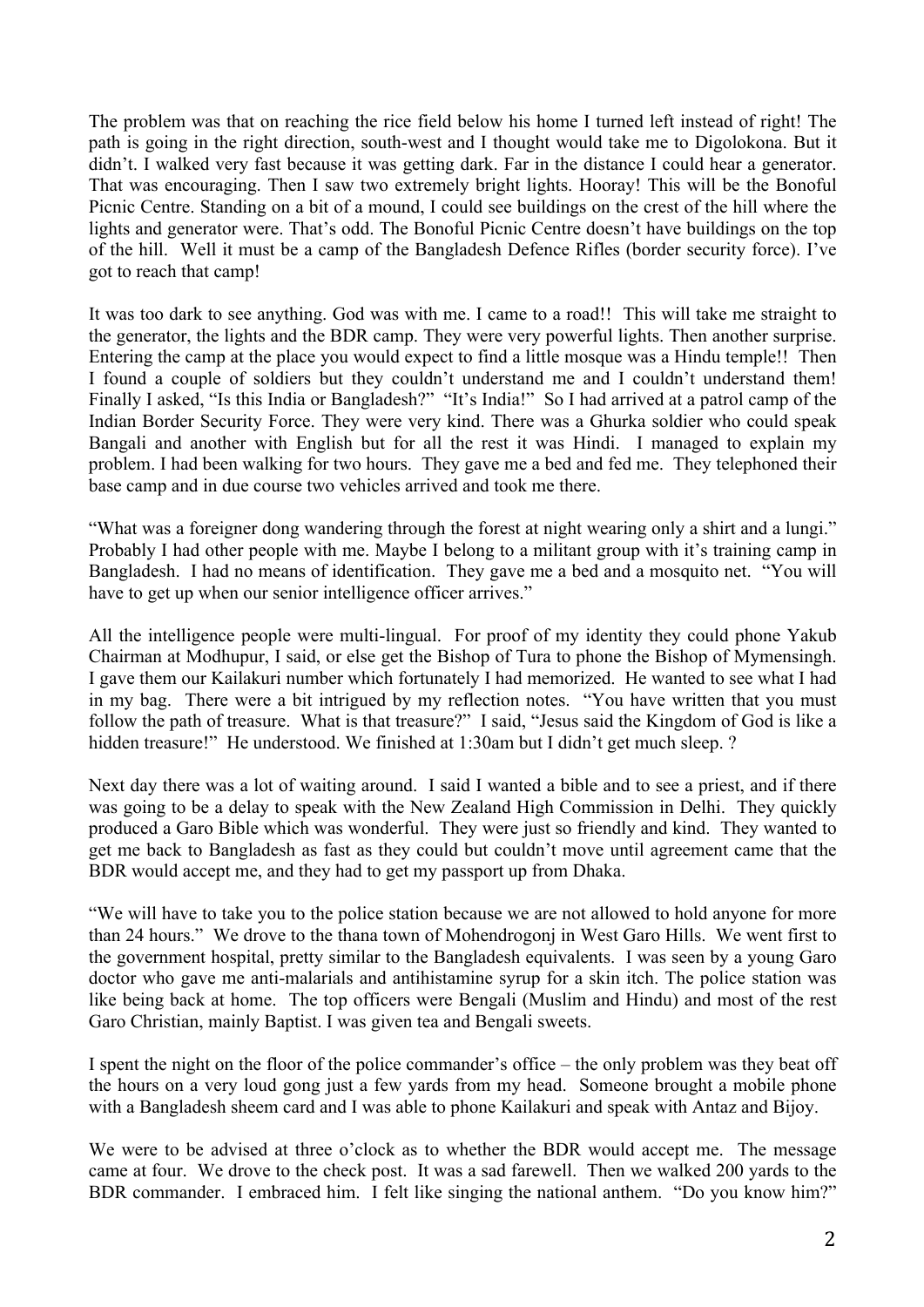The problem was that on reaching the rice field below his home I turned left instead of right! The path is going in the right direction, south-west and I thought would take me to Digolokona. But it didn't. I walked very fast because it was getting dark. Far in the distance I could hear a generator. That was encouraging. Then I saw two extremely bright lights. Hooray! This will be the Bonoful Picnic Centre. Standing on a bit of a mound, I could see buildings on the crest of the hill where the lights and generator were. That's odd. The Bonoful Picnic Centre doesn't have buildings on the top of the hill. Well it must be a camp of the Bangladesh Defence Rifles (border security force). I've got to reach that camp!

It was too dark to see anything. God was with me. I came to a road!! This will take me straight to the generator, the lights and the BDR camp. They were very powerful lights. Then another surprise. Entering the camp at the place you would expect to find a little mosque was a Hindu temple!! Then I found a couple of soldiers but they couldn't understand me and I couldn't understand them! Finally I asked, "Is this India or Bangladesh?" "It's India!" So I had arrived at a patrol camp of the Indian Border Security Force. They were very kind. There was a Ghurka soldier who could speak Bangali and another with English but for all the rest it was Hindi. I managed to explain my problem. I had been walking for two hours. They gave me a bed and fed me. They telephoned their base camp and in due course two vehicles arrived and took me there.

"What was a foreigner dong wandering through the forest at night wearing only a shirt and a lungi." Probably I had other people with me. Maybe I belong to a militant group with it's training camp in Bangladesh. I had no means of identification. They gave me a bed and a mosquito net. "You will have to get up when our senior intelligence officer arrives."

All the intelligence people were multi-lingual. For proof of my identity they could phone Yakub Chairman at Modhupur, I said, or else get the Bishop of Tura to phone the Bishop of Mymensingh. I gave them our Kailakuri number which fortunately I had memorized. He wanted to see what I had in my bag. There were a bit intrigued by my reflection notes. "You have written that you must follow the path of treasure. What is that treasure?" I said, "Jesus said the Kingdom of God is like a hidden treasure!" He understood. We finished at 1:30am but I didn't get much sleep. ?

Next day there was a lot of waiting around. I said I wanted a bible and to see a priest, and if there was going to be a delay to speak with the New Zealand High Commission in Delhi. They quickly produced a Garo Bible which was wonderful. They were just so friendly and kind. They wanted to get me back to Bangladesh as fast as they could but couldn't move until agreement came that the BDR would accept me, and they had to get my passport up from Dhaka.

"We will have to take you to the police station because we are not allowed to hold anyone for more than 24 hours." We drove to the thana town of Mohendrogonj in West Garo Hills. We went first to the government hospital, pretty similar to the Bangladesh equivalents. I was seen by a young Garo doctor who gave me anti-malarials and antihistamine syrup for a skin itch. The police station was like being back at home. The top officers were Bengali (Muslim and Hindu) and most of the rest Garo Christian, mainly Baptist. I was given tea and Bengali sweets.

I spent the night on the floor of the police commander's office – the only problem was they beat off the hours on a very loud gong just a few yards from my head. Someone brought a mobile phone with a Bangladesh sheem card and I was able to phone Kailakuri and speak with Antaz and Bijoy.

We were to be advised at three o'clock as to whether the BDR would accept me. The message came at four. We drove to the check post. It was a sad farewell. Then we walked 200 yards to the BDR commander. I embraced him. I felt like singing the national anthem. "Do you know him?"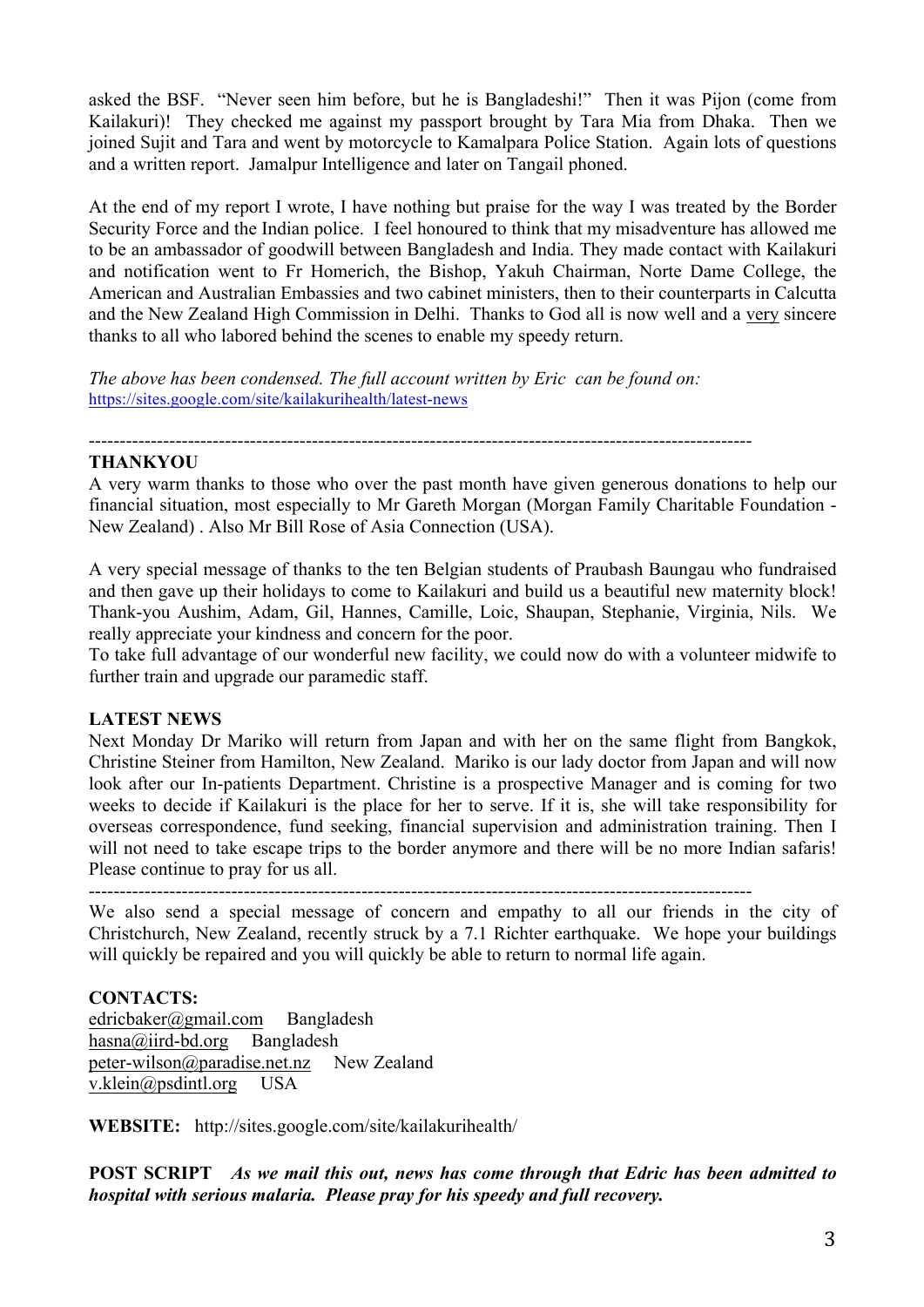asked the BSF. "Never seen him before, but he is Bangladeshi!" Then it was Pijon (come from Kailakuri)! They checked me against my passport brought by Tara Mia from Dhaka. Then we joined Sujit and Tara and went by motorcycle to Kamalpara Police Station. Again lots of questions and a written report. Jamalpur Intelligence and later on Tangail phoned.

At the end of my report I wrote, I have nothing but praise for the way I was treated by the Border Security Force and the Indian police. I feel honoured to think that my misadventure has allowed me to be an ambassador of goodwill between Bangladesh and India. They made contact with Kailakuri and notification went to Fr Homerich, the Bishop, Yakuh Chairman, Norte Dame College, the American and Australian Embassies and two cabinet ministers, then to their counterparts in Calcutta and the New Zealand High Commission in Delhi. Thanks to God all is now well and a very sincere thanks to all who labored behind the scenes to enable my speedy return.

*The above has been condensed. The full account written by Eric can be found on:* https://sites.google.com/site/kailakurihealth/latest-news

---

**THANKYOU**

A very warm thanks to those who over the past month have given generous donations to help our financial situation, most especially to Mr Gareth Morgan (Morgan Family Charitable Foundation - New Zealand) . Also Mr Bill Rose of Asia Connection (USA).

A very special message of thanks to the ten Belgian students of Praubash Baungau who fundraised and then gave up their holidays to come to Kailakuri and build us a beautiful new maternity block! Thank-you Aushim, Adam, Gil, Hannes, Camille, Loic, Shaupan, Stephanie, Virginia, Nils. We really appreciate your kindness and concern for the poor.

To take full advantage of our wonderful new facility, we could now do with a volunteer midwife to further train and upgrade our paramedic staff.

**LATEST NEWS**

Next Monday Dr Mariko will return from Japan and with her on the same flight from Bangkok, Christine Steiner from Hamilton, New Zealand. Mariko is our lady doctor from Japan and will now look after our In-patients Department. Christine is a prospective Manager and is coming for two weeks to decide if Kailakuri is the place for her to serve. If it is, she will take responsibility for overseas correspondence, fund seeking, financial supervision and administration training. Then I will not need to take escape trips to the border anymore and there will be no more Indian safaris! Please continue to pray for us all.

---

We also send a special message of concern and empathy to all our friends in the city of Christchurch, New Zealand, recently struck by a 7.1 Richter earthquake. We hope your buildings will quickly be repaired and you will quickly be able to return to normal life again.

**CONTACTS:**

edricbaker@gmail.com Bangladesh
hasna@iird-bd.org Bangladesh
peter-wilson@paradise.net.nz New Zealand
v.klein@psdintl.org USA

**WEBSITE:** http://sites.google.com/site/kailakurihealth/

**POST SCRIPT** ***As we mail this out, news has come through that Edric has been admitted to hospital with serious malaria. Please pray for his speedy and full recovery.***